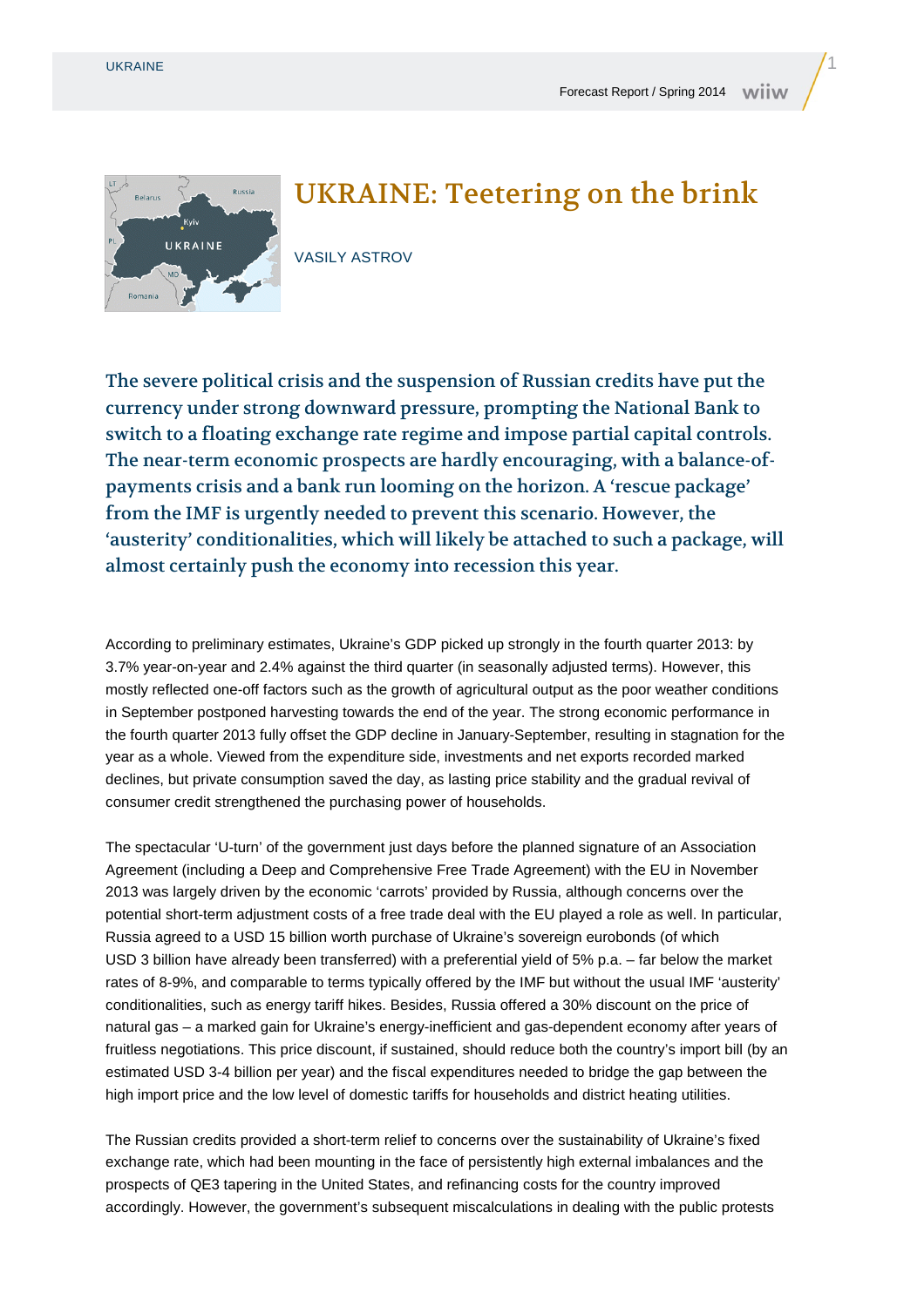# UKRAINE: Teetering on the brink

VASILY ASTROV

**The severe political crisis and the suspension of Russian credits have put the currency under strong downward pressure, prompting the National Bank to switch to a floating exchange rate regime and impose partial capital controls. The near-term economic prospects are hardly encouraging, with a balance-of-payments crisis and a bank run looming on the horizon. A 'rescue package' from the IMF is urgently needed to prevent this scenario. However, the 'austerity' conditionalities, which will likely be attached to such a package, will almost certainly push the economy into recession this year.**

According to preliminary estimates, Ukraine's GDP picked up strongly in the fourth quarter 2013: by 3.7% year-on-year and 2.4% against the third quarter (in seasonally adjusted terms). However, this mostly reflected one-off factors such as the growth of agricultural output as the poor weather conditions in September postponed harvesting towards the end of the year. The strong economic performance in the fourth quarter 2013 fully offset the GDP decline in January-September, resulting in stagnation for the year as a whole. Viewed from the expenditure side, investments and net exports recorded marked declines, but private consumption saved the day, as lasting price stability and the gradual revival of consumer credit strengthened the purchasing power of households.

The spectacular 'U-turn' of the government just days before the planned signature of an Association Agreement (including a Deep and Comprehensive Free Trade Agreement) with the EU in November 2013 was largely driven by the economic 'carrots' provided by Russia, although concerns over the potential short-term adjustment costs of a free trade deal with the EU played a role as well. In particular, Russia agreed to a USD 15 billion worth purchase of Ukraine's sovereign eurobonds (of which USD 3 billion have already been transferred) with a preferential yield of 5% p.a. – far below the market rates of 8-9%, and comparable to terms typically offered by the IMF but without the usual IMF 'austerity' conditionalities, such as energy tariff hikes. Besides, Russia offered a 30% discount on the price of natural gas – a marked gain for Ukraine's energy-inefficient and gas-dependent economy after years of fruitless negotiations. This price discount, if sustained, should reduce both the country's import bill (by an estimated USD 3-4 billion per year) and the fiscal expenditures needed to bridge the gap between the high import price and the low level of domestic tariffs for households and district heating utilities.

The Russian credits provided a short-term relief to concerns over the sustainability of Ukraine's fixed exchange rate, which had been mounting in the face of persistently high external imbalances and the prospects of QE3 tapering in the United States, and refinancing costs for the country improved accordingly. However, the government's subsequent miscalculations in dealing with the public protests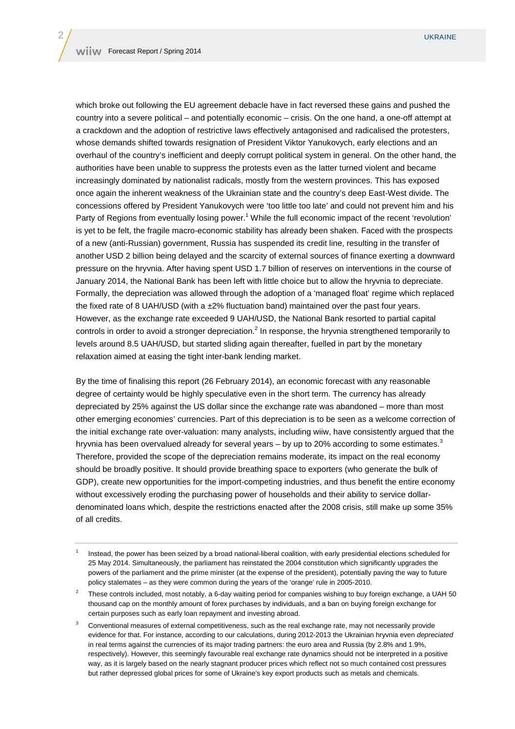which broke out following the EU agreement debacle have in fact reversed these gains and pushed the country into a severe political – and potentially economic – crisis. On the one hand, a one-off attempt at a crackdown and the adoption of restrictive laws effectively antagonised and radicalised the protesters, whose demands shifted towards resignation of President Viktor Yanukovych, early elections and an overhaul of the country's inefficient and deeply corrupt political system in general. On the other hand, the authorities have been unable to suppress the protests even as the latter turned violent and became increasingly dominated by nationalist radicals, mostly from the western provinces. This has exposed once again the inherent weakness of the Ukrainian state and the country's deep East-West divide. The concessions offered by President Yanukovych were 'too little too late' and could not prevent him and his Party of Regions from eventually losing power.[1] While the full economic impact of the recent 'revolution' is yet to be felt, the fragile macro-economic stability has already been shaken. Faced with the prospects of a new (anti-Russian) government, Russia has suspended its credit line, resulting in the transfer of another USD 2 billion being delayed and the scarcity of external sources of finance exerting a downward pressure on the hryvnia. After having spent USD 1.7 billion of reserves on interventions in the course of January 2014, the National Bank has been left with little choice but to allow the hryvnia to depreciate. Formally, the depreciation was allowed through the adoption of a 'managed float' regime which replaced the fixed rate of 8 UAH/USD (with a ±2% fluctuation band) maintained over the past four years. However, as the exchange rate exceeded 9 UAH/USD, the National Bank resorted to partial capital controls in order to avoid a stronger depreciation.[2] In response, the hryvnia strengthened temporarily to levels around 8.5 UAH/USD, but started sliding again thereafter, fuelled in part by the monetary relaxation aimed at easing the tight inter-bank lending market.

By the time of finalising this report (26 February 2014), an economic forecast with any reasonable degree of certainty would be highly speculative even in the short term. The currency has already depreciated by 25% against the US dollar since the exchange rate was abandoned – more than most other emerging economies' currencies. Part of this depreciation is to be seen as a welcome correction of the initial exchange rate over-valuation: many analysts, including wiiw, have consistently argued that the hryvnia has been overvalued already for several years – by up to 20% according to some estimates.[3] Therefore, provided the scope of the depreciation remains moderate, its impact on the real economy should be broadly positive. It should provide breathing space to exporters (who generate the bulk of GDP), create new opportunities for the import-competing industries, and thus benefit the entire economy without excessively eroding the purchasing power of households and their ability to service dollar-denominated loans which, despite the restrictions enacted after the 2008 crisis, still make up some 35% of all credits.

---

[1] Instead, the power has been seized by a broad national-liberal coalition, with early presidential elections scheduled for 25 May 2014. Simultaneously, the parliament has reinstated the 2004 constitution which significantly upgrades the powers of the parliament and the prime minister (at the expense of the president), potentially paving the way to future policy stalemates – as they were common during the years of the 'orange' rule in 2005-2010.

[2] These controls included, most notably, a 6-day waiting period for companies wishing to buy foreign exchange, a UAH 50 thousand cap on the monthly amount of forex purchases by individuals, and a ban on buying foreign exchange for certain purposes such as early loan repayment and investing abroad.

[3] Conventional measures of external competitiveness, such as the real exchange rate, may not necessarily provide evidence for that. For instance, according to our calculations, during 2012-2013 the Ukrainian hryvnia even *depreciated* in real terms against the currencies of its major trading partners: the euro area and Russia (by 2.8% and 1.9%, respectively). However, this seemingly favourable real exchange rate dynamics should not be interpreted in a positive way, as it is largely based on the nearly stagnant producer prices which reflect not so much contained cost pressures but rather depressed global prices for some of Ukraine's key export products such as metals and chemicals.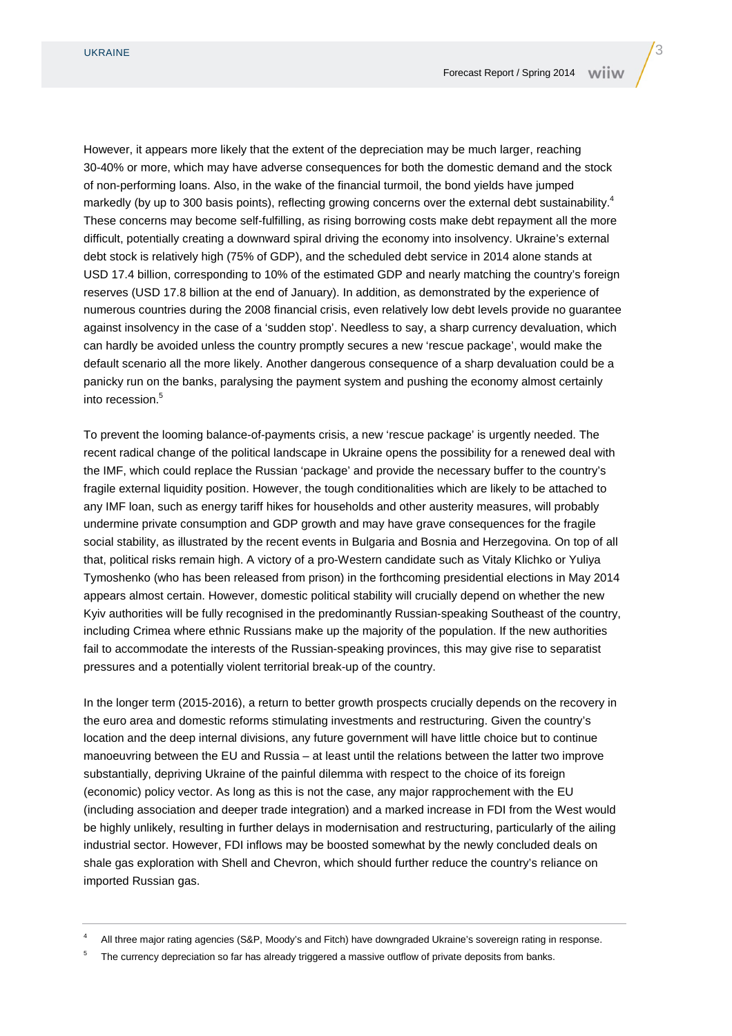However, it appears more likely that the extent of the depreciation may be much larger, reaching 30-40% or more, which may have adverse consequences for both the domestic demand and the stock of non-performing loans. Also, in the wake of the financial turmoil, the bond yields have jumped markedly (by up to 300 basis points), reflecting growing concerns over the external debt sustainability.[4] These concerns may become self-fulfilling, as rising borrowing costs make debt repayment all the more difficult, potentially creating a downward spiral driving the economy into insolvency. Ukraine's external debt stock is relatively high (75% of GDP), and the scheduled debt service in 2014 alone stands at USD 17.4 billion, corresponding to 10% of the estimated GDP and nearly matching the country's foreign reserves (USD 17.8 billion at the end of January). In addition, as demonstrated by the experience of numerous countries during the 2008 financial crisis, even relatively low debt levels provide no guarantee against insolvency in the case of a 'sudden stop'. Needless to say, a sharp currency devaluation, which can hardly be avoided unless the country promptly secures a new 'rescue package', would make the default scenario all the more likely. Another dangerous consequence of a sharp devaluation could be a panicky run on the banks, paralysing the payment system and pushing the economy almost certainly into recession.[5]

To prevent the looming balance-of-payments crisis, a new 'rescue package' is urgently needed. The recent radical change of the political landscape in Ukraine opens the possibility for a renewed deal with the IMF, which could replace the Russian 'package' and provide the necessary buffer to the country's fragile external liquidity position. However, the tough conditionalities which are likely to be attached to any IMF loan, such as energy tariff hikes for households and other austerity measures, will probably undermine private consumption and GDP growth and may have grave consequences for the fragile social stability, as illustrated by the recent events in Bulgaria and Bosnia and Herzegovina. On top of all that, political risks remain high. A victory of a pro-Western candidate such as Vitaly Klichko or Yuliya Tymoshenko (who has been released from prison) in the forthcoming presidential elections in May 2014 appears almost certain. However, domestic political stability will crucially depend on whether the new Kyiv authorities will be fully recognised in the predominantly Russian-speaking Southeast of the country, including Crimea where ethnic Russians make up the majority of the population. If the new authorities fail to accommodate the interests of the Russian-speaking provinces, this may give rise to separatist pressures and a potentially violent territorial break-up of the country.

In the longer term (2015-2016), a return to better growth prospects crucially depends on the recovery in the euro area and domestic reforms stimulating investments and restructuring. Given the country's location and the deep internal divisions, any future government will have little choice but to continue manoeuvring between the EU and Russia – at least until the relations between the latter two improve substantially, depriving Ukraine of the painful dilemma with respect to the choice of its foreign (economic) policy vector. As long as this is not the case, any major rapprochement with the EU (including association and deeper trade integration) and a marked increase in FDI from the West would be highly unlikely, resulting in further delays in modernisation and restructuring, particularly of the ailing industrial sector. However, FDI inflows may be boosted somewhat by the newly concluded deals on shale gas exploration with Shell and Chevron, which should further reduce the country's reliance on imported Russian gas.

---

[4] All three major rating agencies (S&P, Moody's and Fitch) have downgraded Ukraine's sovereign rating in response.

[5] The currency depreciation so far has already triggered a massive outflow of private deposits from banks.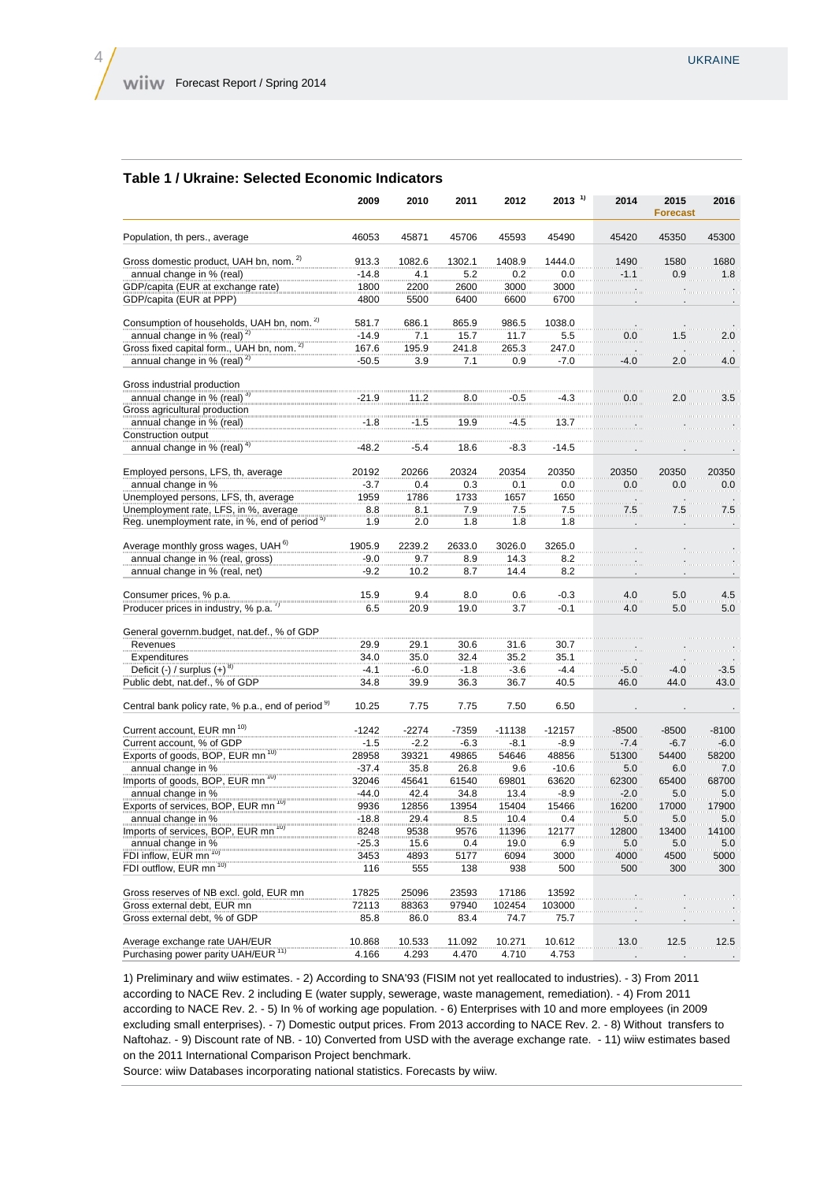## Table 1 / Ukraine: Selected Economic Indicators

| | 2009 | 2010 | 2011 | 2012 | 2013 1) | 2014 | 2015 Forecast | 2016 |
|---|---|---|---|---|---|---|---|---|
| Population, th pers., average | 46053 | 45871 | 45706 | 45593 | 45490 | 45420 | 45350 | 45300 |
| Gross domestic product, UAH bn, nom. 2) | 913.3 | 1082.6 | 1302.1 | 1408.9 | 1444.0 | 1490 | 1580 | 1680 |
| annual change in % (real) | -14.8 | 4.1 | 5.2 | 0.2 | 0.0 | -1.1 | 0.9 | 1.8 |
| GDP/capita (EUR at exchange rate) | 1800 | 2200 | 2600 | 3000 | 3000 | . | . | . |
| GDP/capita (EUR at PPP) | 4800 | 5500 | 6400 | 6600 | 6700 | . | . | . |
| Consumption of households, UAH bn, nom. 2) | 581.7 | 686.1 | 865.9 | 986.5 | 1038.0 | . | . | . |
| annual change in % (real) 2) | -14.9 | 7.1 | 15.7 | 11.7 | 5.5 | 0.0 | 1.5 | 2.0 |
| Gross fixed capital form., UAH bn, nom. 2) | 167.6 | 195.9 | 241.8 | 265.3 | 247.0 | . | . | . |
| annual change in % (real) 2) | -50.5 | 3.9 | 7.1 | 0.9 | -7.0 | -4.0 | 2.0 | 4.0 |
| Gross industrial production | | | | | | | | |
| annual change in % (real) 3) | -21.9 | 11.2 | 8.0 | -0.5 | -4.3 | 0.0 | 2.0 | 3.5 |
| Gross agricultural production | | | | | | | | |
| annual change in % (real) | -1.8 | -1.5 | 19.9 | -4.5 | 13.7 | . | . | . |
| Construction output | | | | | | | | |
| annual change in % (real) 4) | -48.2 | -5.4 | 18.6 | -8.3 | -14.5 | . | . | . |
| Employed persons, LFS, th, average | 20192 | 20266 | 20324 | 20354 | 20350 | 20350 | 20350 | 20350 |
| annual change in % | -3.7 | 0.4 | 0.3 | 0.1 | 0.0 | 0.0 | 0.0 | 0.0 |
| Unemployed persons, LFS, th, average | 1959 | 1786 | 1733 | 1657 | 1650 | . | . | . |
| Unemployment rate, LFS, in %, average | 8.8 | 8.1 | 7.9 | 7.5 | 7.5 | 7.5 | 7.5 | 7.5 |
| Reg. unemployment rate, in %, end of period 5) | 1.9 | 2.0 | 1.8 | 1.8 | 1.8 | . | . | . |
| Average monthly gross wages, UAH 6) | 1905.9 | 2239.2 | 2633.0 | 3026.0 | 3265.0 | . | . | . |
| annual change in % (real, gross) | -9.0 | 9.7 | 8.9 | 14.3 | 8.2 | . | . | . |
| annual change in % (real, net) | -9.2 | 10.2 | 8.7 | 14.4 | 8.2 | . | . | . |
| Consumer prices, % p.a. | 15.9 | 9.4 | 8.0 | 0.6 | -0.3 | 4.0 | 5.0 | 4.5 |
| Producer prices in industry, % p.a. 7) | 6.5 | 20.9 | 19.0 | 3.7 | -0.1 | 4.0 | 5.0 | 5.0 |
| General governm.budget, nat.def., % of GDP | | | | | | | | |
| Revenues | 29.9 | 29.1 | 30.6 | 31.6 | 30.7 | . | . | . |
| Expenditures | 34.0 | 35.0 | 32.4 | 35.2 | 35.1 | . | . | . |
| Deficit (-) / surplus (+) 8) | -4.1 | -6.0 | -1.8 | -3.6 | -4.4 | -5.0 | -4.0 | -3.5 |
| Public debt, nat.def., % of GDP | 34.8 | 39.9 | 36.3 | 36.7 | 40.5 | 46.0 | 44.0 | 43.0 |
| Central bank policy rate, % p.a., end of period 9) | 10.25 | 7.75 | 7.75 | 7.50 | 6.50 | . | . | . |
| Current account, EUR mn 10) | -1242 | -2274 | -7359 | -11138 | -12157 | -8500 | -8500 | -8100 |
| Current account, % of GDP | -1.5 | -2.2 | -6.3 | -8.1 | -8.9 | -7.4 | -6.7 | -6.0 |
| Exports of goods, BOP, EUR mn 10) | 28958 | 39321 | 49865 | 54646 | 48856 | 51300 | 54400 | 58200 |
| annual change in % | -37.4 | 35.8 | 26.8 | 9.6 | -10.6 | 5.0 | 6.0 | 7.0 |
| Imports of goods, BOP, EUR mn 10) | 32046 | 45641 | 61540 | 69801 | 63620 | 62300 | 65400 | 68700 |
| annual change in % | -44.0 | 42.4 | 34.8 | 13.4 | -8.9 | -2.0 | 5.0 | 5.0 |
| Exports of services, BOP, EUR mn 10) | 9936 | 12856 | 13954 | 15404 | 15466 | 16200 | 17000 | 17900 |
| annual change in % | -18.8 | 29.4 | 8.5 | 10.4 | 0.4 | 5.0 | 5.0 | 5.0 |
| Imports of services, BOP, EUR mn 10) | 8248 | 9538 | 9576 | 11396 | 12177 | 12800 | 13400 | 14100 |
| annual change in % | -25.3 | 15.6 | 0.4 | 19.0 | 6.9 | 5.0 | 5.0 | 5.0 |
| FDI inflow, EUR mn 10) | 3453 | 4893 | 5177 | 6094 | 3000 | 4000 | 4500 | 5000 |
| FDI outflow, EUR mn 10) | 116 | 555 | 138 | 938 | 500 | 500 | 300 | 300 |
| Gross reserves of NB excl. gold, EUR mn | 17825 | 25096 | 23593 | 17186 | 13592 | . | . | . |
| Gross external debt, EUR mn | 72113 | 88363 | 97940 | 102454 | 103000 | . | . | . |
| Gross external debt, % of GDP | 85.8 | 86.0 | 83.4 | 74.7 | 75.7 | . | . | . |
| Average exchange rate UAH/EUR | 10.868 | 10.533 | 11.092 | 10.271 | 10.612 | 13.0 | 12.5 | 12.5 |
| Purchasing power parity UAH/EUR 11) | 4.166 | 4.293 | 4.470 | 4.710 | 4.753 | . | . | . |

1) Preliminary and wiiw estimates. - 2) According to SNA'93 (FISIM not yet reallocated to industries). - 3) From 2011 according to NACE Rev. 2 including E (water supply, sewerage, waste management, remediation). - 4) From 2011 according to NACE Rev. 2. - 5) In % of working age population. - 6) Enterprises with 10 and more employees (in 2009 excluding small enterprises). - 7) Domestic output prices. From 2013 according to NACE Rev. 2. - 8) Without transfers to Naftohaz. - 9) Discount rate of NB. - 10) Converted from USD with the average exchange rate. - 11) wiiw estimates based on the 2011 International Comparison Project benchmark.

Source: wiiw Databases incorporating national statistics. Forecasts by wiiw.